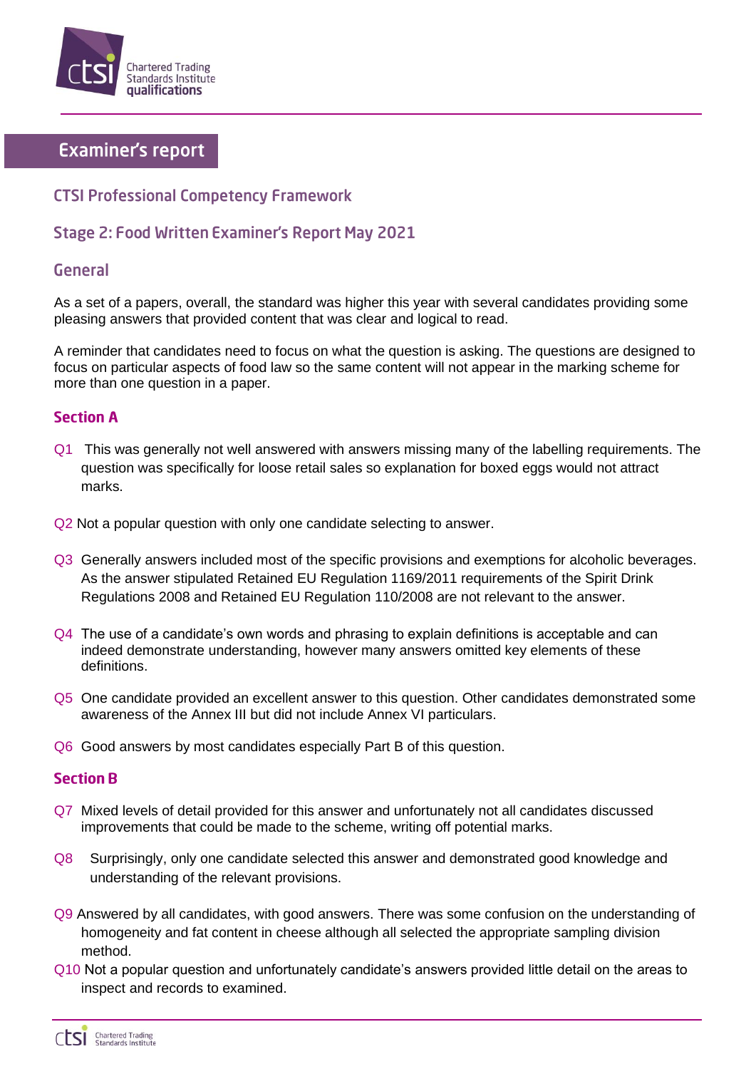# Examiner's report

## CTSI Professional Competency Framework

## Stage 2: Food Written Examiner's Report May 2021

### General

As a set of a papers, overall, the standard was higher this year with several candidates providing some pleasing answers that provided content that was clear and logical to read.

A reminder that candidates need to focus on what the question is asking. The questions are designed to focus on particular aspects of food law so the same content will not appear in the marking scheme for more than one question in a paper.

### Section A

Q1 This was generally not well answered with answers missing many of the labelling requirements. The question was specifically for loose retail sales so explanation for boxed eggs would not attract marks.

Q2 Not a popular question with only one candidate selecting to answer.

Q3 Generally answers included most of the specific provisions and exemptions for alcoholic beverages. As the answer stipulated Retained EU Regulation 1169/2011 requirements of the Spirit Drink Regulations 2008 and Retained EU Regulation 110/2008 are not relevant to the answer.

Q4 The use of a candidate's own words and phrasing to explain definitions is acceptable and can indeed demonstrate understanding, however many answers omitted key elements of these definitions.

Q5 One candidate provided an excellent answer to this question. Other candidates demonstrated some awareness of the Annex III but did not include Annex VI particulars.

Q6 Good answers by most candidates especially Part B of this question.

### Section B

Q7 Mixed levels of detail provided for this answer and unfortunately not all candidates discussed improvements that could be made to the scheme, writing off potential marks.

Q8 Surprisingly, only one candidate selected this answer and demonstrated good knowledge and understanding of the relevant provisions.

Q9 Answered by all candidates, with good answers. There was some confusion on the understanding of homogeneity and fat content in cheese although all selected the appropriate sampling division method.

Q10 Not a popular question and unfortunately candidate's answers provided little detail on the areas to inspect and records to examined.